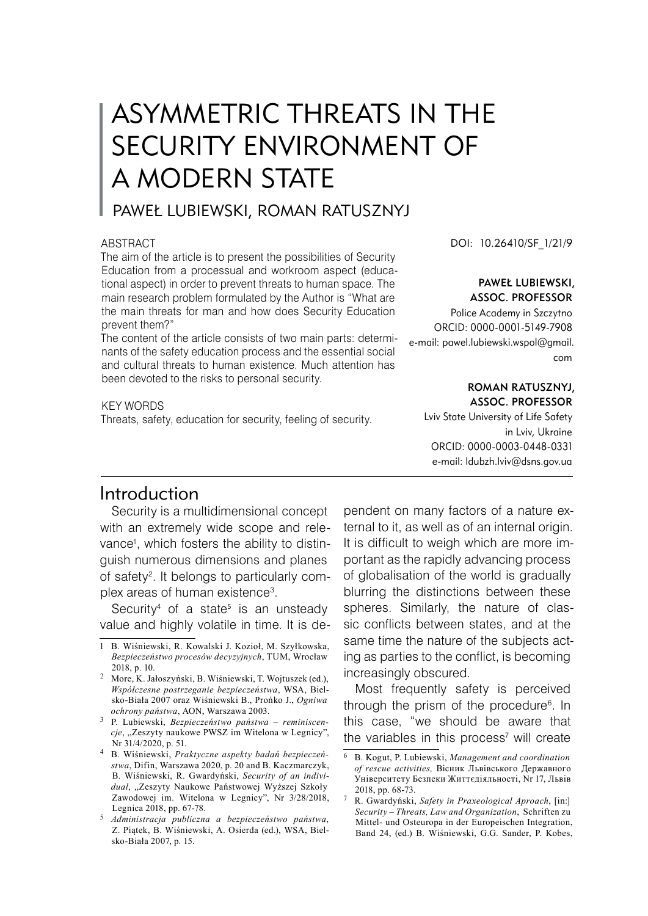# ASYMMETRIC THREATS IN THE SECURITY ENVIRONMENT OF A MODERN STATE

PAWEŁ LUBIEWSKI, ROMAN RATUSZNYJ

ABSTRACT

The aim of the article is to present the possibilities of Security Education from a processual and workroom aspect (educational aspect) in order to prevent threats to human space. The main research problem formulated by the Author is "What are the main threats for man and how does Security Education prevent them?"

The content of the article consists of two main parts: determinants of the safety education process and the essential social and cultural threats to human existence. Much attention has been devoted to the risks to personal security.

KEY WORDS

Threats, safety, education for security, feeling of security.

DOI: 10.26410/SF_1/21/9

**PAWEŁ LUBIEWSKI, ASSOC. PROFESSOR**
Police Academy in Szczytno
ORCID: 0000-0001-5149-7908
e-mail: pawel.lubiewski.wspol@gmail.com

**ROMAN RATUSZNYJ, ASSOC. PROFESSOR**
Lviv State University of Life Safety in Lviv, Ukraine
ORCID: 0000-0003-0448-0331
e-mail: ldubzh.lviv@dsns.gov.ua

## Introduction

Security is a multidimensional concept with an extremely wide scope and relevance[1], which fosters the ability to distinguish numerous dimensions and planes of safety[2]. It belongs to particularly complex areas of human existence[3].

Security[4] of a state[5] is an unsteady value and highly volatile in time. It is dependent on many factors of a nature external to it, as well as of an internal origin. It is difficult to weigh which are more important as the rapidly advancing process of globalisation of the world is gradually blurring the distinctions between these spheres. Similarly, the nature of classic conflicts between states, and at the same time the nature of the subjects acting as parties to the conflict, is becoming increasingly obscured.

Most frequently safety is perceived through the prism of the procedure[6]. In this case, "we should be aware that the variables in this process[7] will create

---

1 B. Wiśniewski, R. Kowalski J. Kozioł, M. Szyłkowska, *Bezpieczeństwo procesów decyzyjnych*, TUM, Wrocław 2018, p. 10.

2 More, K. Jałoszyński, B. Wiśniewski, T. Wojtuszek (ed.), *Współczesne postrzeganie bezpieczeństwa*, WSA, Bielsko-Biała 2007 oraz Wiśniewski B., Prońko J., *Ogniwa ochrony państwa*, AON, Warszawa 2003.

3 P. Lubiewski, *Bezpieczeństwo państwa – reminiscencje*, „Zeszyty naukowe PWSZ im Witelona w Legnicy", Nr 31/4/2020, p. 51.

4 B. Wiśniewski, *Praktyczne aspekty badań bezpieczeństwa*, Difin, Warszawa 2020, p. 20 and B. Kaczmarczyk, B. Wiśniewski, R. Gwardyński, *Security of an individual*, „Zeszyty Naukowe Państwowej Wyższej Szkoły Zawodowej im. Witelona w Legnicy", Nr 3/28/2018, Legnica 2018, pp. 67-78.

5 *Administracja publiczna a bezpieczeństwo państwa*, Z. Piątek, B. Wiśniewski, A. Osierda (ed.), WSA, Bielsko-Biała 2007, p. 15.

6 B. Kogut, P. Lubiewski, *Management and coordination of rescue activities,* Вісник Львівського Державного Університету Безпеки Життєдіяльності, Nr 17, Львів 2018, pp. 68-73.

7 R. Gwardyński, *Safety in Praxeological Aproach*, [in:] *Security – Threats, Law and Organization*, Schriften zu Mittel- und Osteuropa in der Europeischen Integration, Band 24, (ed.) B. Wiśniewski, G.G. Sander, P. Kobes,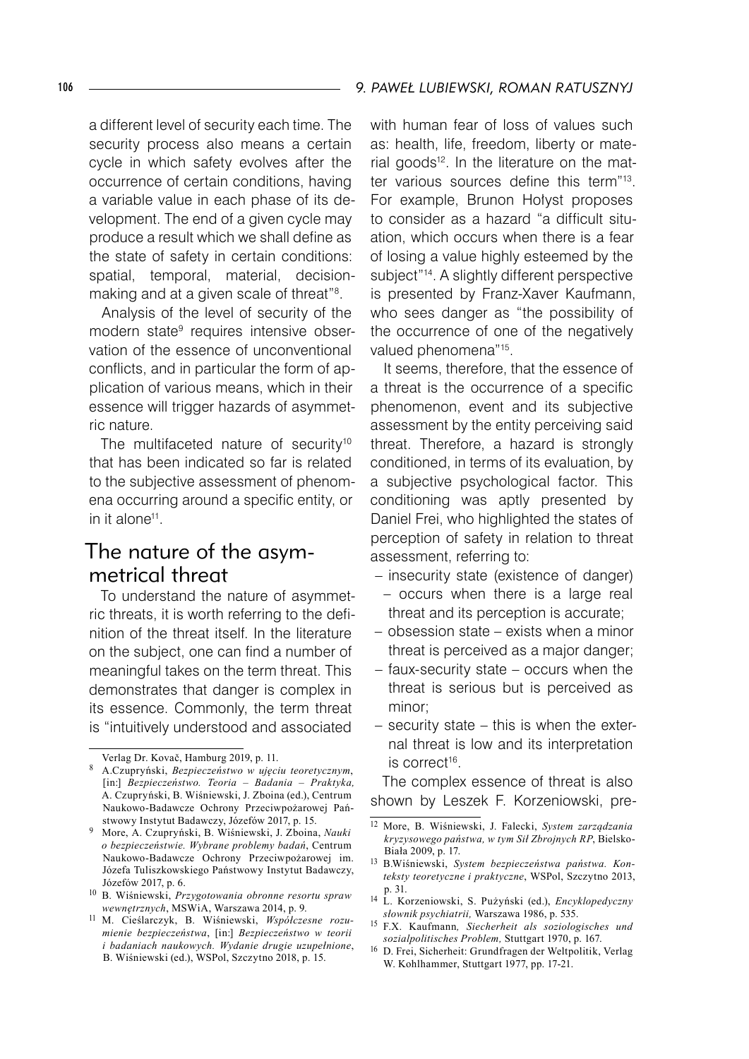a different level of security each time. The security process also means a certain cycle in which safety evolves after the occurrence of certain conditions, having a variable value in each phase of its development. The end of a given cycle may produce a result which we shall define as the state of safety in certain conditions: spatial, temporal, material, decision-making and at a given scale of threat"[8].

Analysis of the level of security of the modern state[9] requires intensive observation of the essence of unconventional conflicts, and in particular the form of application of various means, which in their essence will trigger hazards of asymmetric nature.

The multifaceted nature of security[10] that has been indicated so far is related to the subjective assessment of phenomena occurring around a specific entity, or in it alone[11].

## The nature of the asymmetrical threat

To understand the nature of asymmetric threats, it is worth referring to the definition of the threat itself. In the literature on the subject, one can find a number of meaningful takes on the term threat. This demonstrates that danger is complex in its essence. Commonly, the term threat is "intuitively understood and associated with human fear of loss of values such as: health, life, freedom, liberty or material goods[12]. In the literature on the matter various sources define this term"[13]. For example, Brunon Hołyst proposes to consider as a hazard "a difficult situation, which occurs when there is a fear of losing a value highly esteemed by the subject"[14]. A slightly different perspective is presented by Franz-Xaver Kaufmann, who sees danger as "the possibility of the occurrence of one of the negatively valued phenomena"[15].

It seems, therefore, that the essence of a threat is the occurrence of a specific phenomenon, event and its subjective assessment by the entity perceiving said threat. Therefore, a hazard is strongly conditioned, in terms of its evaluation, by a subjective psychological factor. This conditioning was aptly presented by Daniel Frei, who highlighted the states of perception of safety in relation to threat assessment, referring to:

- insecurity state (existence of danger) – occurs when there is a large real threat and its perception is accurate;
- obsession state – exists when a minor threat is perceived as a major danger;
- faux-security state – occurs when the threat is serious but is perceived as minor;
- security state – this is when the external threat is low and its interpretation is correct[16].

The complex essence of threat is also shown by Leszek F. Korzeniowski, pre-

---

Verlag Dr. Kovač, Hamburg 2019, p. 11.

[8] A.Czupryński, *Bezpieczeństwo w ujęciu teoretycznym*, [in:] *Bezpieczeństwo. Teoria – Badania – Praktyka,* A. Czupryński, B. Wiśniewski, J. Zboina (ed.), Centrum Naukowo-Badawcze Ochrony Przeciwpożarowej Państwowy Instytut Badawczy, Józefów 2017, p. 15.

[9] More, A. Czupryński, B. Wiśniewski, J. Zboina, *Nauki o bezpieczeństwie. Wybrane problemy badań*, Centrum Naukowo-Badawcze Ochrony Przeciwpożarowej im. Józefa Tuliszkowskiego Państwowy Instytut Badawczy, Józefów 2017, p. 6.

[10] B. Wiśniewski, *Przygotowania obronne resortu spraw wewnętrznych*, MSWiA, Warszawa 2014, p. 9.

[11] M. Cieślarczyk, B. Wiśniewski, *Współczesne rozumienie bezpieczeństwa*, [in:] *Bezpieczeństwo w teorii i badaniach naukowych. Wydanie drugie uzupełnione*, B. Wiśniewski (ed.), WSPol, Szczytno 2018, p. 15.

[12] More, B. Wiśniewski, J. Falecki, *System zarządzania kryzysowego państwa, w tym Sił Zbrojnych RP*, Bielsko-Biała 2009, p. 17.

[13] B.Wiśniewski, *System bezpieczeństwa państwa. Konteksty teoretyczne i praktyczne*, WSPol, Szczytno 2013, p. 31.

[14] L. Korzeniowski, S. Pużyński (ed.), *Encyklopedyczny słownik psychiatrii,* Warszawa 1986, p. 535.

[15] F.X. Kaufmann*, Siecherheit als soziologisches und sozialpolitisches Problem,* Stuttgart 1970, p. 167.

[16] D. Frei, Sicherheit: Grundfragen der Weltpolitik, Verlag W. Kohlhammer, Stuttgart 1977, pp. 17-21.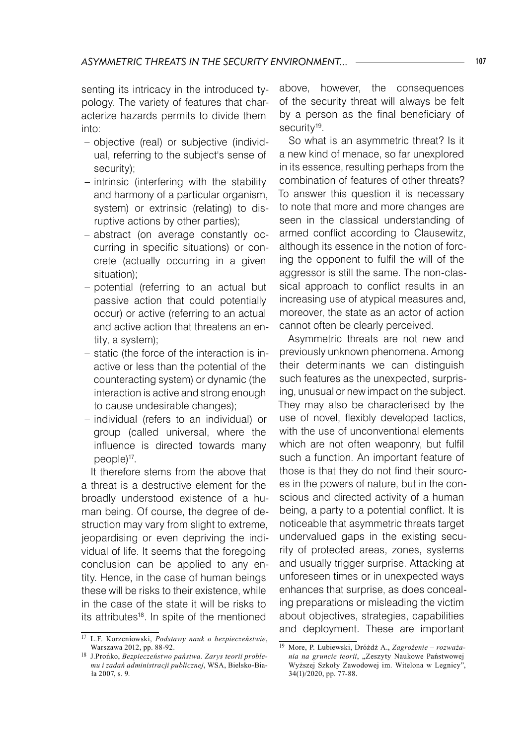senting its intricacy in the introduced typology. The variety of features that characterize hazards permits to divide them into:

- objective (real) or subjective (individual, referring to the subject's sense of security);
- intrinsic (interfering with the stability and harmony of a particular organism, system) or extrinsic (relating) to disruptive actions by other parties);
- abstract (on average constantly occurring in specific situations) or concrete (actually occurring in a given situation);
- potential (referring to an actual but passive action that could potentially occur) or active (referring to an actual and active action that threatens an entity, a system);
- static (the force of the interaction is inactive or less than the potential of the counteracting system) or dynamic (the interaction is active and strong enough to cause undesirable changes);
- individual (refers to an individual) or group (called universal, where the influence is directed towards many people)[17].

It therefore stems from the above that a threat is a destructive element for the broadly understood existence of a human being. Of course, the degree of destruction may vary from slight to extreme, jeopardising or even depriving the individual of life. It seems that the foregoing conclusion can be applied to any entity. Hence, in the case of human beings these will be risks to their existence, while in the case of the state it will be risks to its attributes[18]. In spite of the mentioned above, however, the consequences of the security threat will always be felt by a person as the final beneficiary of security[19].

So what is an asymmetric threat? Is it a new kind of menace, so far unexplored in its essence, resulting perhaps from the combination of features of other threats? To answer this question it is necessary to note that more and more changes are seen in the classical understanding of armed conflict according to Clausewitz, although its essence in the notion of forcing the opponent to fulfil the will of the aggressor is still the same. The non-classical approach to conflict results in an increasing use of atypical measures and, moreover, the state as an actor of action cannot often be clearly perceived.

Asymmetric threats are not new and previously unknown phenomena. Among their determinants we can distinguish such features as the unexpected, surprising, unusual or new impact on the subject. They may also be characterised by the use of novel, flexibly developed tactics, with the use of unconventional elements which are not often weaponry, but fulfil such a function. An important feature of those is that they do not find their sources in the powers of nature, but in the conscious and directed activity of a human being, a party to a potential conflict. It is noticeable that asymmetric threats target undervalued gaps in the existing security of protected areas, zones, systems and usually trigger surprise. Attacking at unforeseen times or in unexpected ways enhances that surprise, as does concealing preparations or misleading the victim about objectives, strategies, capabilities and deployment. These are important

---

[17] L.F. Korzeniowski, *Podstawy nauk o bezpieczeństwie*, Warszawa 2012, pp. 88-92.

[18] J.Prońko, *Bezpieczeństwo państwa. Zarys teorii problemu i zadań administracji publicznej*, WSA, Bielsko-Biała 2007, s. 9.

[19] More, P. Lubiewski, Dróżdż A., *Zagrożenie – rozważania na gruncie teorii*, „Zeszyty Naukowe Państwowej Wyższej Szkoły Zawodowej im. Witelona w Legnicy", 34(1)/2020, pp. 77-88.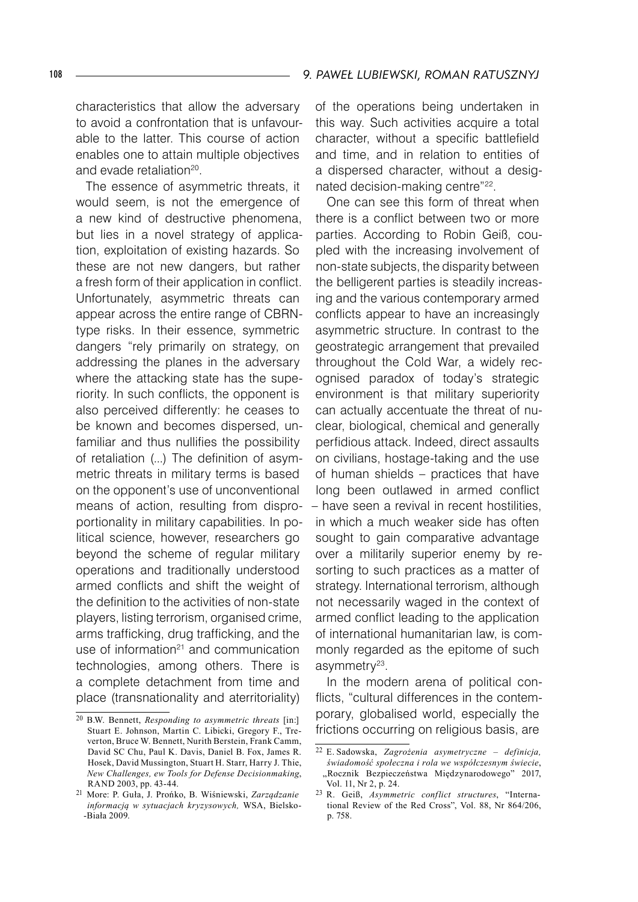characteristics that allow the adversary to avoid a confrontation that is unfavourable to the latter. This course of action enables one to attain multiple objectives and evade retaliation[20].

The essence of asymmetric threats, it would seem, is not the emergence of a new kind of destructive phenomena, but lies in a novel strategy of application, exploitation of existing hazards. So these are not new dangers, but rather a fresh form of their application in conflict. Unfortunately, asymmetric threats can appear across the entire range of CBRN-type risks. In their essence, symmetric dangers "rely primarily on strategy, on addressing the planes in the adversary where the attacking state has the superiority. In such conflicts, the opponent is also perceived differently: he ceases to be known and becomes dispersed, unfamiliar and thus nullifies the possibility of retaliation (...) The definition of asymmetric threats in military terms is based on the opponent's use of unconventional means of action, resulting from disproportionality in military capabilities. In political science, however, researchers go beyond the scheme of regular military operations and traditionally understood armed conflicts and shift the weight of the definition to the activities of non-state players, listing terrorism, organised crime, arms trafficking, drug trafficking, and the use of information[21] and communication technologies, among others. There is a complete detachment from time and place (transnationality and aterritoriality) of the operations being undertaken in this way. Such activities acquire a total character, without a specific battlefield and time, and in relation to entities of a dispersed character, without a designated decision-making centre"[22].

One can see this form of threat when there is a conflict between two or more parties. According to Robin Geiß, coupled with the increasing involvement of non-state subjects, the disparity between the belligerent parties is steadily increasing and the various contemporary armed conflicts appear to have an increasingly asymmetric structure. In contrast to the geostrategic arrangement that prevailed throughout the Cold War, a widely recognised paradox of today's strategic environment is that military superiority can actually accentuate the threat of nuclear, biological, chemical and generally perfidious attack. Indeed, direct assaults on civilians, hostage-taking and the use of human shields – practices that have long been outlawed in armed conflict – have seen a revival in recent hostilities, in which a much weaker side has often sought to gain comparative advantage over a militarily superior enemy by resorting to such practices as a matter of strategy. International terrorism, although not necessarily waged in the context of armed conflict leading to the application of international humanitarian law, is commonly regarded as the epitome of such asymmetry[23].

In the modern arena of political conflicts, "cultural differences in the contemporary, globalised world, especially the frictions occurring on religious basis, are

[20] B.W. Bennett, *Responding to asymmetric threats* [in:] Stuart E. Johnson, Martin C. Libicki, Gregory F., Treverton, Bruce W. Bennett, Nurith Berstein, Frank Camm, David SC Chu, Paul K. Davis, Daniel B. Fox, James R. Hosek, David Mussington, Stuart H. Starr, Harry J. Thie, *New Challenges, ew Tools for Defense Decisionmaking*, RAND 2003, pp. 43-44.

[21] More: P. Guła, J. Prońko, B. Wiśniewski, *Zarządzanie informacją w sytuacjach kryzysowych,* WSA, Bielsko-Biała 2009.

[22] E. Sadowska, *Zagrożenia asymetryczne – definicja, świadomość społeczna i rola we współczesnym świecie*, „Rocznik Bezpieczeństwa Międzynarodowego" 2017, Vol. 11, Nr 2, p. 24.

[23] R. Geiß, *Asymmetric conflict structures*, "International Review of the Red Cross", Vol. 88, Nr 864/206, p. 758.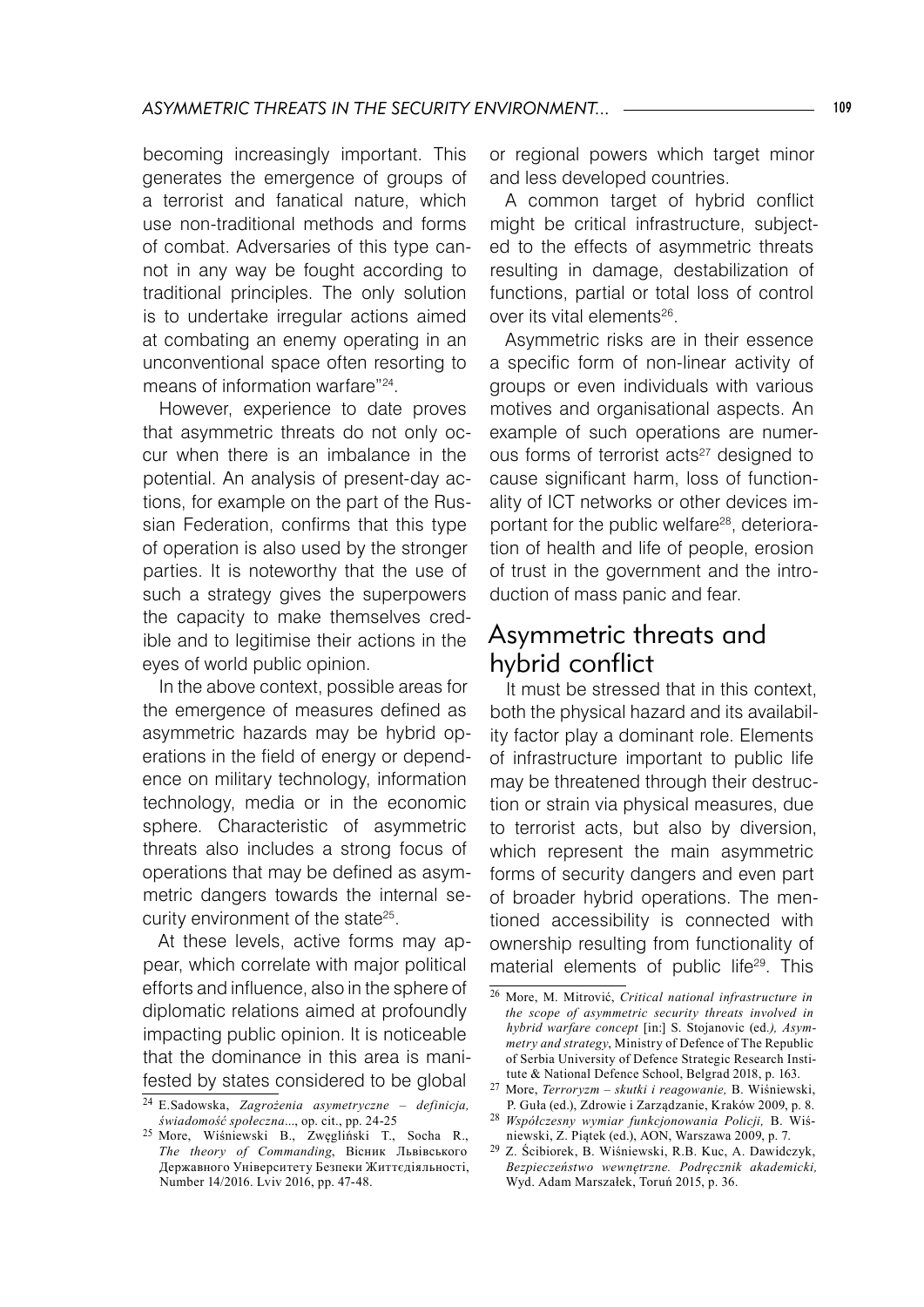becoming increasingly important. This generates the emergence of groups of a terrorist and fanatical nature, which use non-traditional methods and forms of combat. Adversaries of this type cannot in any way be fought according to traditional principles. The only solution is to undertake irregular actions aimed at combating an enemy operating in an unconventional space often resorting to means of information warfare"[24].

However, experience to date proves that asymmetric threats do not only occur when there is an imbalance in the potential. An analysis of present-day actions, for example on the part of the Russian Federation, confirms that this type of operation is also used by the stronger parties. It is noteworthy that the use of such a strategy gives the superpowers the capacity to make themselves credible and to legitimise their actions in the eyes of world public opinion.

In the above context, possible areas for the emergence of measures defined as asymmetric hazards may be hybrid operations in the field of energy or dependence on military technology, information technology, media or in the economic sphere. Characteristic of asymmetric threats also includes a strong focus of operations that may be defined as asymmetric dangers towards the internal security environment of the state[25].

At these levels, active forms may appear, which correlate with major political efforts and influence, also in the sphere of diplomatic relations aimed at profoundly impacting public opinion. It is noticeable that the dominance in this area is manifested by states considered to be global or regional powers which target minor and less developed countries.

A common target of hybrid conflict might be critical infrastructure, subjected to the effects of asymmetric threats resulting in damage, destabilization of functions, partial or total loss of control over its vital elements[26].

Asymmetric risks are in their essence a specific form of non-linear activity of groups or even individuals with various motives and organisational aspects. An example of such operations are numerous forms of terrorist acts[27] designed to cause significant harm, loss of functionality of ICT networks or other devices important for the public welfare[28], deterioration of health and life of people, erosion of trust in the government and the introduction of mass panic and fear.

## Asymmetric threats and hybrid conflict

It must be stressed that in this context, both the physical hazard and its availability factor play a dominant role. Elements of infrastructure important to public life may be threatened through their destruction or strain via physical measures, due to terrorist acts, but also by diversion, which represent the main asymmetric forms of security dangers and even part of broader hybrid operations. The mentioned accessibility is connected with ownership resulting from functionality of material elements of public life[29]. This

---

[24] E.Sadowska, *Zagrożenia asymetryczne – definicja, świadomość społeczna...*, op. cit., pp. 24-25

[25] More, Wiśniewski B., Zwęgliński T., Socha R., *The theory of Commanding*, Вісник Львівського Державного Університету Безпеки Життєдіяльності, Number 14/2016. Lviv 2016, pp. 47-48.

[26] More, M. Mitrović, *Critical national infrastructure in the scope of asymmetric security threats involved in hybrid warfare concept* [in:] S. Stojanovic (ed.*), Asymmetry and strategy*, Ministry of Defence of The Republic of Serbia University of Defence Strategic Research Institute & National Defence School, Belgrad 2018, p. 163.

[27] More, *Terroryzm – skutki i reagowanie,* B. Wiśniewski, P. Guła (ed.), Zdrowie i Zarządzanie, Kraków 2009, p. 8.

[28] *Współczesny wymiar funkcjonowania Policji,* B. Wiśniewski, Z. Piątek (ed.), AON, Warszawa 2009, p. 7.

[29] Z. Ścibiorek, B. Wiśniewski, R.B. Kuc, A. Dawidczyk, *Bezpieczeństwo wewnętrzne. Podręcznik akademicki,* Wyd. Adam Marszałek, Toruń 2015, p. 36.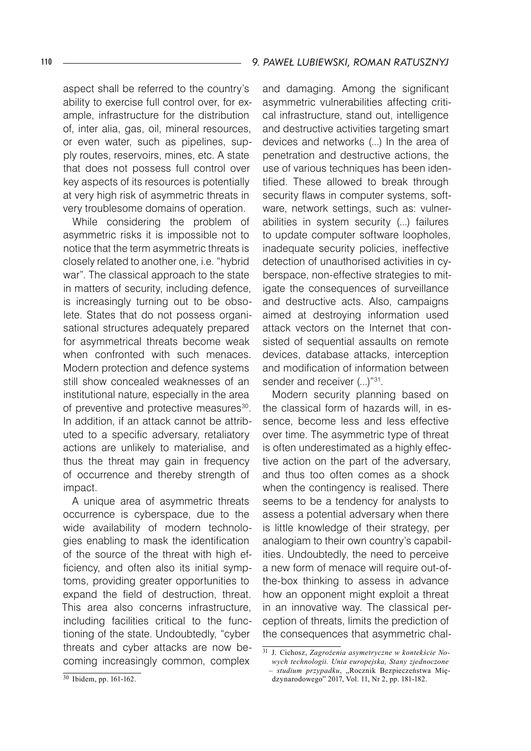aspect shall be referred to the country's ability to exercise full control over, for example, infrastructure for the distribution of, inter alia, gas, oil, mineral resources, or even water, such as pipelines, supply routes, reservoirs, mines, etc. A state that does not possess full control over key aspects of its resources is potentially at very high risk of asymmetric threats in very troublesome domains of operation.

While considering the problem of asymmetric risks it is impossible not to notice that the term asymmetric threats is closely related to another one, i.e. "hybrid war". The classical approach to the state in matters of security, including defence, is increasingly turning out to be obsolete. States that do not possess organisational structures adequately prepared for asymmetrical threats become weak when confronted with such menaces. Modern protection and defence systems still show concealed weaknesses of an institutional nature, especially in the area of preventive and protective measures[30]. In addition, if an attack cannot be attributed to a specific adversary, retaliatory actions are unlikely to materialise, and thus the threat may gain in frequency of occurrence and thereby strength of impact.

A unique area of asymmetric threats occurrence is cyberspace, due to the wide availability of modern technologies enabling to mask the identification of the source of the threat with high efficiency, and often also its initial symptoms, providing greater opportunities to expand the field of destruction, threat. This area also concerns infrastructure, including facilities critical to the functioning of the state. Undoubtedly, "cyber threats and cyber attacks are now becoming increasingly common, complex and damaging. Among the significant asymmetric vulnerabilities affecting critical infrastructure, stand out, intelligence and destructive activities targeting smart devices and networks (...) In the area of penetration and destructive actions, the use of various techniques has been identified. These allowed to break through security flaws in computer systems, software, network settings, such as: vulnerabilities in system security (...) failures to update computer software loopholes, inadequate security policies, ineffective detection of unauthorised activities in cyberspace, non-effective strategies to mitigate the consequences of surveillance and destructive acts. Also, campaigns aimed at destroying information used attack vectors on the Internet that consisted of sequential assaults on remote devices, database attacks, interception and modification of information between sender and receiver (...)"[31].

Modern security planning based on the classical form of hazards will, in essence, become less and less effective over time. The asymmetric type of threat is often underestimated as a highly effective action on the part of the adversary, and thus too often comes as a shock when the contingency is realised. There seems to be a tendency for analysts to assess a potential adversary when there is little knowledge of their strategy, per analogiam to their own country's capabilities. Undoubtedly, the need to perceive a new form of menace will require out-of-the-box thinking to assess in advance how an opponent might exploit a threat in an innovative way. The classical perception of threats, limits the prediction of the consequences that asymmetric chal-

---

[30] Ibidem, pp. 161-162.

[31] J. Cichosz, *Zagrożenia asymetryczne w kontekście Nowych technologii. Unia europejska, Stany zjednoczone – studium przypadku*, „Rocznik Bezpieczeństwa Międzynarodowego" 2017, Vol. 11, Nr 2, pp. 181-182.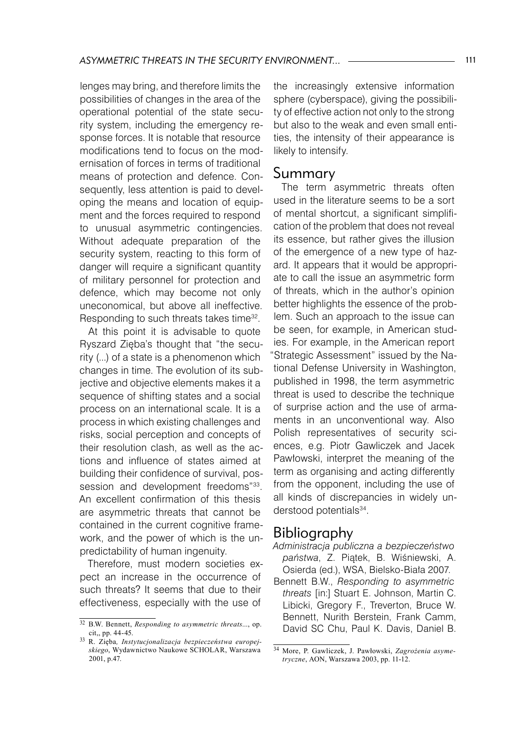lenges may bring, and therefore limits the possibilities of changes in the area of the operational potential of the state security system, including the emergency response forces. It is notable that resource modifications tend to focus on the modernisation of forces in terms of traditional means of protection and defence. Consequently, less attention is paid to developing the means and location of equipment and the forces required to respond to unusual asymmetric contingencies. Without adequate preparation of the security system, reacting to this form of danger will require a significant quantity of military personnel for protection and defence, which may become not only uneconomical, but above all ineffective. Responding to such threats takes time[32].

At this point it is advisable to quote Ryszard Zięba's thought that "the security (...) of a state is a phenomenon which changes in time. The evolution of its subjective and objective elements makes it a sequence of shifting states and a social process on an international scale. It is a process in which existing challenges and risks, social perception and concepts of their resolution clash, as well as the actions and influence of states aimed at building their confidence of survival, possession and development freedoms"[33]. An excellent confirmation of this thesis are asymmetric threats that cannot be contained in the current cognitive framework, and the power of which is the unpredictability of human ingenuity.

Therefore, must modern societies expect an increase in the occurrence of such threats? It seems that due to their effectiveness, especially with the use of the increasingly extensive information sphere (cyberspace), giving the possibility of effective action not only to the strong but also to the weak and even small entities, the intensity of their appearance is likely to intensify.

## Summary

The term asymmetric threats often used in the literature seems to be a sort of mental shortcut, a significant simplification of the problem that does not reveal its essence, but rather gives the illusion of the emergence of a new type of hazard. It appears that it would be appropriate to call the issue an asymmetric form of threats, which in the author's opinion better highlights the essence of the problem. Such an approach to the issue can be seen, for example, in American studies. For example, in the American report "Strategic Assessment" issued by the National Defense University in Washington, published in 1998, the term asymmetric threat is used to describe the technique of surprise action and the use of armaments in an unconventional way. Also Polish representatives of security sciences, e.g. Piotr Gawliczek and Jacek Pawłowski, interpret the meaning of the term as organising and acting differently from the opponent, including the use of all kinds of discrepancies in widely understood potentials[34].

## Bibliography

*Administracja publiczna a bezpieczeństwo państwa*, Z. Piątek, B. Wiśniewski, A. Osierda (ed.), WSA, Bielsko-Biała 2007.

Bennett B.W., *Responding to asymmetric threats* [in:] Stuart E. Johnson, Martin C. Libicki, Gregory F., Treverton, Bruce W. Bennett, Nurith Berstein, Frank Camm, David SC Chu, Paul K. Davis, Daniel B.

---

[32] B.W. Bennett, *Responding to asymmetric threats...*, op. cit,, pp. 44-45.

[33] R. Zięba, *Instytucjonalizacja bezpieczeństwa europejskiego*, Wydawnictwo Naukowe SCHOLAR, Warszawa 2001, p.47.

[34] More, P. Gawliczek, J. Pawłowski, *Zagrożenia asymetryczne*, AON, Warszawa 2003, pp. 11-12.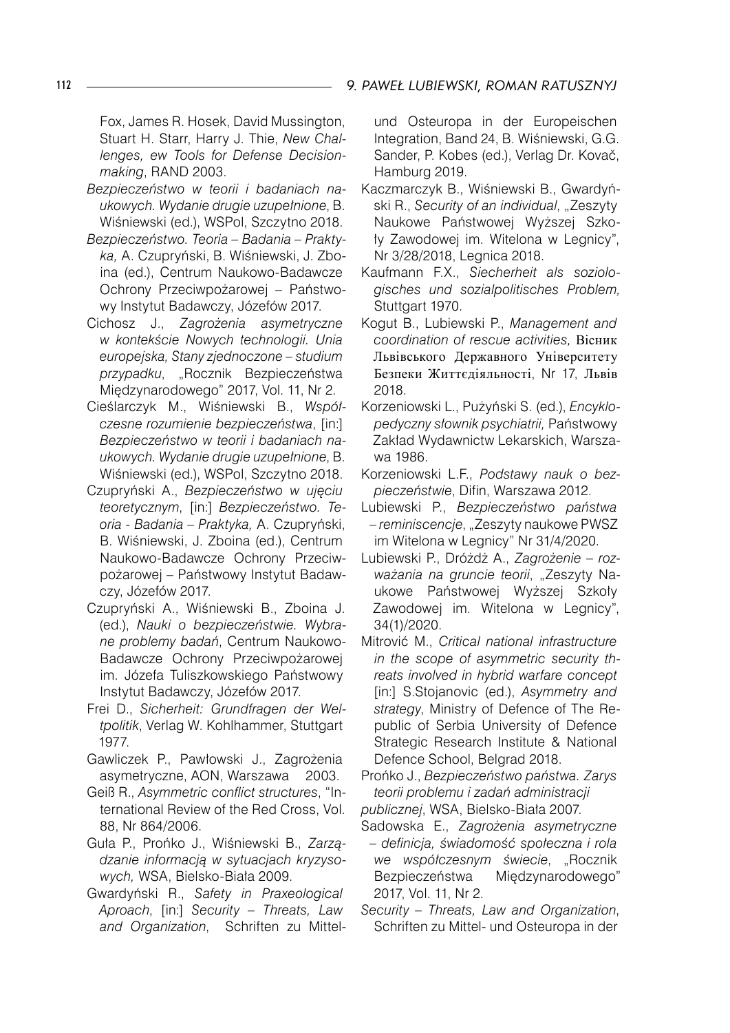Fox, James R. Hosek, David Mussington, Stuart H. Starr, Harry J. Thie, *New Challenges, ew Tools for Defense Decisionmaking*, RAND 2003.

*Bezpieczeństwo w teorii i badaniach naukowych. Wydanie drugie uzupełnione*, B. Wiśniewski (ed.), WSPol, Szczytno 2018.

*Bezpieczeństwo. Teoria – Badania – Praktyka,* A. Czupryński, B. Wiśniewski, J. Zboina (ed.), Centrum Naukowo-Badawcze Ochrony Przeciwpożarowej – Państwowy Instytut Badawczy, Józefów 2017.

Cichosz J., *Zagrożenia asymetryczne w kontekście Nowych technologii. Unia europejska, Stany zjednoczone – studium przypadku*, „Rocznik Bezpieczeństwa Międzynarodowego" 2017, Vol. 11, Nr 2.

Cieślarczyk M., Wiśniewski B., *Współczesne rozumienie bezpieczeństwa*, [in:] *Bezpieczeństwo w teorii i badaniach naukowych. Wydanie drugie uzupełnione*, B. Wiśniewski (ed.), WSPol, Szczytno 2018.

Czupryński A., *Bezpieczeństwo w ujęciu teoretycznym*, [in:] *Bezpieczeństwo. Teoria - Badania – Praktyka,* A. Czupryński, B. Wiśniewski, J. Zboina (ed.), Centrum Naukowo-Badawcze Ochrony Przeciwpożarowej – Państwowy Instytut Badawczy, Józefów 2017.

Czupryński A., Wiśniewski B., Zboina J. (ed.), *Nauki o bezpieczeństwie. Wybrane problemy badań*, Centrum Naukowo-Badawcze Ochrony Przeciwpożarowej im. Józefa Tuliszkowskiego Państwowy Instytut Badawczy, Józefów 2017.

Frei D., *Sicherheit: Grundfragen der Weltpolitik*, Verlag W. Kohlhammer, Stuttgart 1977.

Gawliczek P., Pawłowski J., Zagrożenia asymetryczne, AON, Warszawa 2003.

Geiß R., *Asymmetric conflict structures*, "International Review of the Red Cross, Vol. 88, Nr 864/2006.

Guła P., Prońko J., Wiśniewski B., *Zarządzanie informacją w sytuacjach kryzysowych,* WSA, Bielsko-Biała 2009.

Gwardyński R., *Safety in Praxeological Aproach*, [in:] *Security – Threats, Law and Organization*, Schriften zu Mittel- und Osteuropa in der Europeischen Integration, Band 24, B. Wiśniepeski, G.G. Sander, P. Kobes (ed.), Verlag Dr. Kovač, Hamburg 2019.

Kaczmarczyk B., Wiśniewski B., Gwardyński R., *Security of an individual*, „Zeszyty Naukowe Państwowej Wyższej Szkoły Zawodowej im. Witelona w Legnicy", Nr 3/28/2018, Legnica 2018.

Kaufmann F.X., *Siecherheit als soziologisches und sozialpolitisches Problem,* Stuttgart 1970.

Kogut B., Lubiewski P., *Management and coordination of rescue activities,* Вісник Львівського Державного Університету Безпеки Життєдіяльності, Nr 17, Львів 2018.

Korzeniowski L., Pużyński S. (ed.), *Encyklopedyczny słownik psychiatrii,* Państwowy Zakład Wydawnictw Lekarskich, Warszawa 1986.

Korzeniowski L.F., *Podstawy nauk o bezpieczeństwie*, Difin, Warszawa 2012.

Lubiewski P., *Bezpieczeństwo państwa – reminiscencje*, „Zeszyty naukowe PWSZ im Witelona w Legnicy" Nr 31/4/2020.

Lubiewski P., Dróżdż A., *Zagrożenie – rozważania na gruncie teorii*, „Zeszyty Naukowe Państwowej Wyższej Szkoły Zawodowej im. Witelona w Legnicy", 34(1)/2020.

Mitrović M., *Critical national infrastructure in the scope of asymmetric security threats involved in hybrid warfare concept* [in:] S.Stojanovic (ed.), *Asymmetry and strategy*, Ministry of Defence of The Republic of Serbia University of Defence Strategic Research Institute & National Defence School, Belgrad 2018.

Prońko J., *Bezpieczeństwo państwa. Zarys teorii problemu i zadań administracji publicznej*, WSA, Bielsko-Biała 2007.

Sadowska E., *Zagrożenia asymetryczne – definicja, świadomość społeczna i rola we współczesnym świecie*, „Rocznik Bezpieczeństwa Międzynarodowego" 2017, Vol. 11, Nr 2.

*Security – Threats, Law and Organization*, Schriften zu Mittel- und Osteuropa in der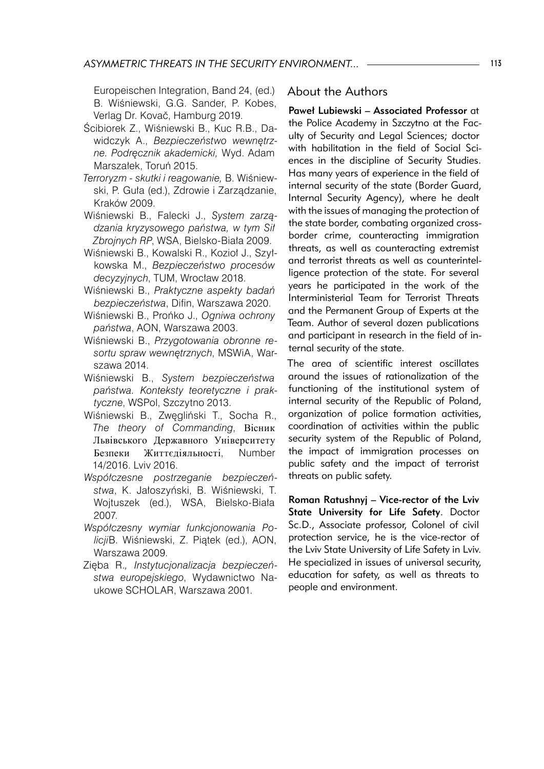Europeischen Integration, Band 24, (ed.) B. Wiśniewski, G.G. Sander, P. Kobes, Verlag Dr. Kovač, Hamburg 2019.

Ścibiorek Z., Wiśniewski B., Kuc R.B., Dawidczyk A., *Bezpieczeństwo wewnętrzne. Podręcznik akademicki,* Wyd. Adam Marszałek, Toruń 2015.

*Terroryzm - skutki i reagowanie,* B. Wiśniewski, P. Guła (ed.), Zdrowie i Zarządzanie, Kraków 2009.

Wiśniewski B., Falecki J., *System zarządzania kryzysowego państwa, w tym Sił Zbrojnych RP*, WSA, Bielsko-Biała 2009.

Wiśniewski B., Kowalski R., Kozioł J., Szyłkowska M., *Bezpieczeństwo procesów decyzyjnych*, TUM, Wrocław 2018.

Wiśniewski B., *Praktyczne aspekty badań bezpieczeństwa*, Difin, Warszawa 2020.

Wiśniewski B., Prońko J., *Ogniwa ochrony państwa*, AON, Warszawa 2003.

Wiśniewski B., *Przygotowania obronne resortu spraw wewnętrznych*, MSWiA, Warszawa 2014.

Wiśniewski B., *System bezpieczeństwa państwa. Konteksty teoretyczne i praktyczne*, WSPol, Szczytno 2013.

Wiśniewski B., Zwęgliński T., Socha R., *The theory of Commanding*, Вісник Львівського Державного Університету Безпеки Життєдіяльності, Number 14/2016. Lviv 2016.

*Współczesne postrzeganie bezpieczeństwa*, K. Jałoszyński, B. Wiśniewski, T. Wojtuszek (ed.), WSA, Bielsko-Biała 2007.

*Współczesny wymiar funkcjonowania Policji*B. Wiśniewski, Z. Piątek (ed.), AON, Warszawa 2009.

Zięba R., *Instytucjonalizacja bezpieczeństwa europejskiego*, Wydawnictwo Naukowe SCHOLAR, Warszawa 2001.

## About the Authors

**Paweł Lubiewski – Associated Professor** at the Police Academy in Szczytno at the Faculty of Security and Legal Sciences; doctor with habilitation in the field of Social Sciences in the discipline of Security Studies. Has many years of experience in the field of internal security of the state (Border Guard, Internal Security Agency), where he dealt with the issues of managing the protection of the state border, combating organized cross-border crime, counteracting immigration threats, as well as counteracting extremist and terrorist threats as well as counterintelligence protection of the state. For several years he participated in the work of the Interministerial Team for Terrorist Threats and the Permanent Group of Experts at the Team. Author of several dozen publications and participant in research in the field of internal security of the state.

The area of scientific interest oscillates around the issues of rationalization of the functioning of the institutional system of internal security of the Republic of Poland, organization of police formation activities, coordination of activities within the public security system of the Republic of Poland, the impact of immigration processes on public safety and the impact of terrorist threats on public safety.

**Roman Ratushnyj – Vice-rector of the Lviv State University for Life Safety**. Doctor Sc.D., Associate professor, Colonel of civil protection service, he is the vice-rector of the Lviv State University of Life Safety in Lviv. He specialized in issues of universal security, education for safety, as well as threats to people and environment.